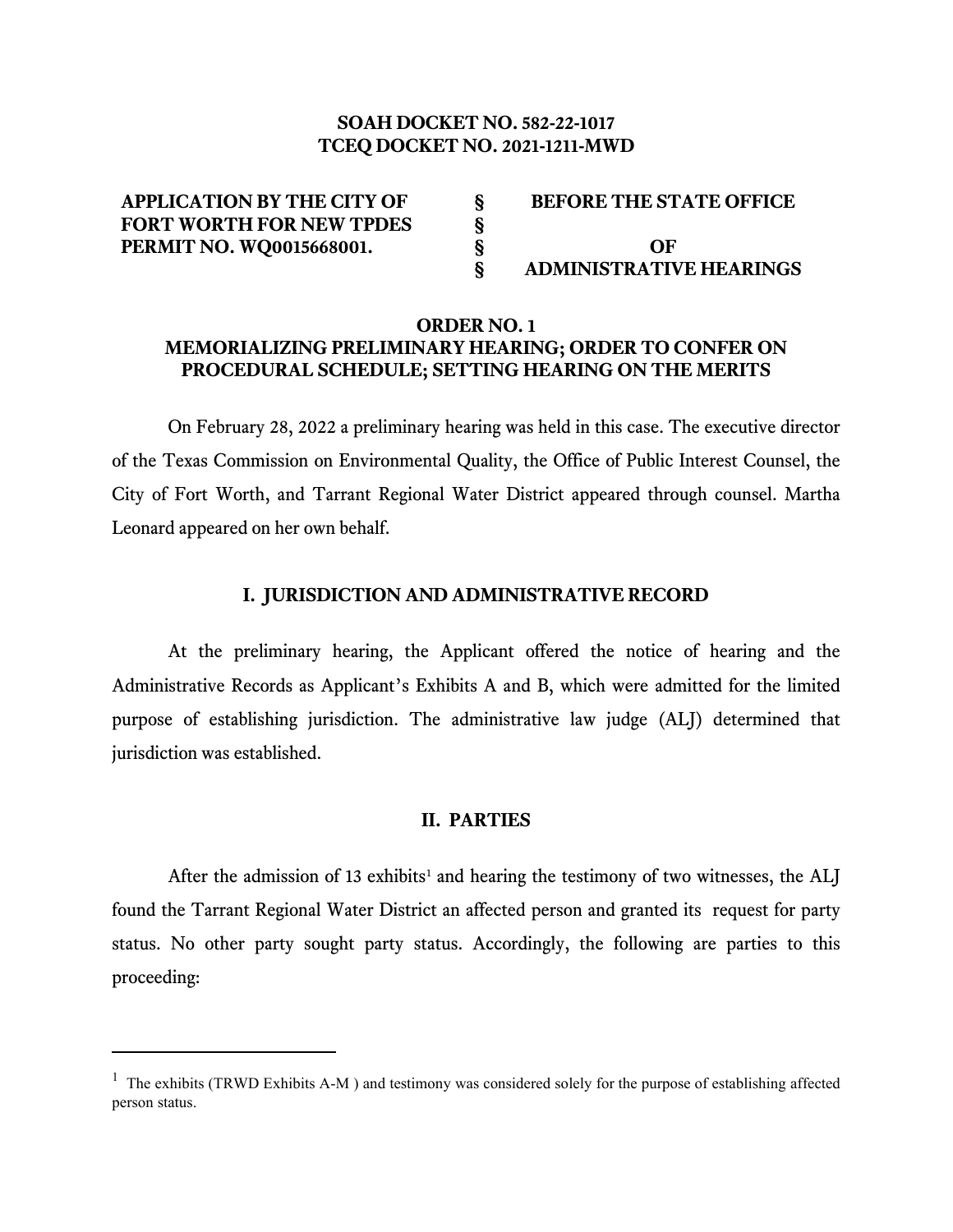**SOAH DOCKET NO. 582-22-1017**
**TCEQ DOCKET NO. 2021-1211-MWD**

| | | |
|---|---|---|
| **APPLICATION BY THE CITY OF FORT WORTH FOR NEW TPDES PERMIT NO. WQ0015668001.** | § § § § | **BEFORE THE STATE OFFICE OF ADMINISTRATIVE HEARINGS** |

**ORDER NO. 1**
**MEMORIALIZING PRELIMINARY HEARING; ORDER TO CONFER ON PROCEDURAL SCHEDULE; SETTING HEARING ON THE MERITS**

On February 28, 2022 a preliminary hearing was held in this case. The executive director of the Texas Commission on Environmental Quality, the Office of Public Interest Counsel, the City of Fort Worth, and Tarrant Regional Water District appeared through counsel. Martha Leonard appeared on her own behalf.

## I. JURISDICTION AND ADMINISTRATIVE RECORD

At the preliminary hearing, the Applicant offered the notice of hearing and the Administrative Records as Applicant's Exhibits A and B, which were admitted for the limited purpose of establishing jurisdiction. The administrative law judge (ALJ) determined that jurisdiction was established.

## II. PARTIES

After the admission of 13 exhibits[1] and hearing the testimony of two witnesses, the ALJ found the Tarrant Regional Water District an affected person and granted its request for party status. No other party sought party status. Accordingly, the following are parties to this proceeding:

---

[1] The exhibits (TRWD Exhibits A-M ) and testimony was considered solely for the purpose of establishing affected person status.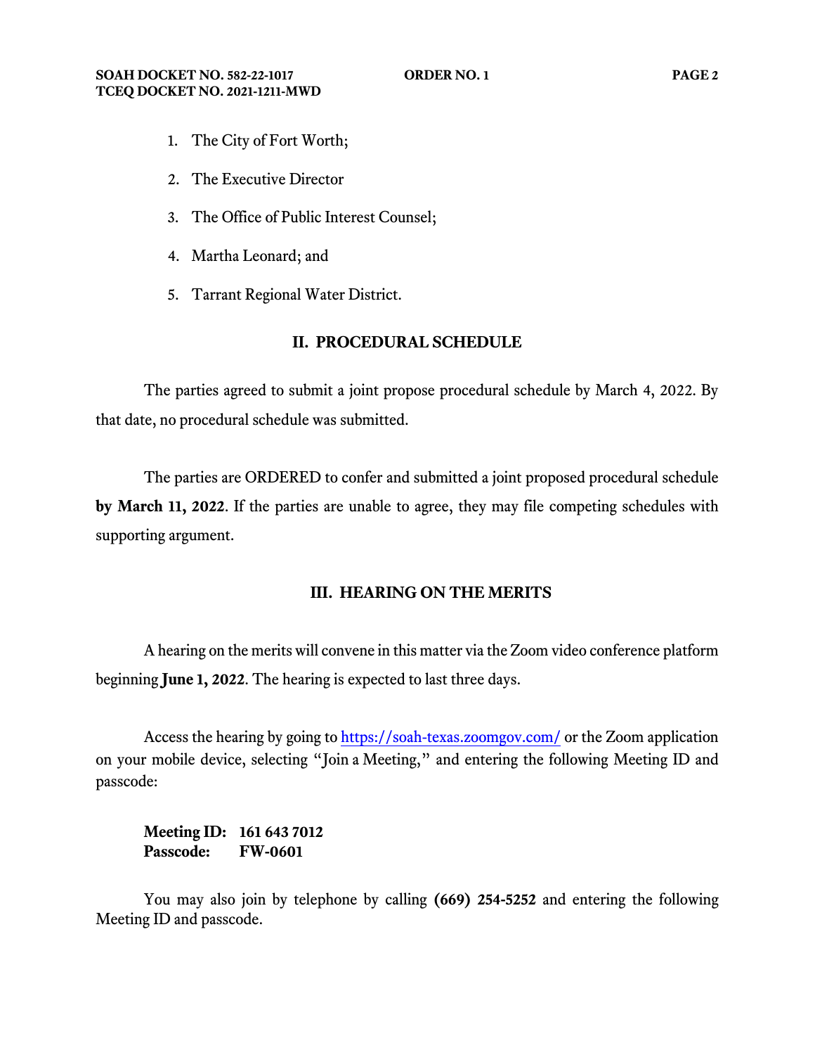1. The City of Fort Worth;
2. The Executive Director
3. The Office of Public Interest Counsel;
4. Martha Leonard; and
5. Tarrant Regional Water District.

## II. PROCEDURAL SCHEDULE

The parties agreed to submit a joint propose procedural schedule by March 4, 2022. By that date, no procedural schedule was submitted.

The parties are ORDERED to confer and submitted a joint proposed procedural schedule **by March 11, 2022**. If the parties are unable to agree, they may file competing schedules with supporting argument.

## III. HEARING ON THE MERITS

A hearing on the merits will convene in this matter via the Zoom video conference platform beginning **June 1, 2022**. The hearing is expected to last three days.

Access the hearing by going to https://soah-texas.zoomgov.com/ or the Zoom application on your mobile device, selecting "Join a Meeting," and entering the following Meeting ID and passcode:

**Meeting ID: 161 643 7012**
**Passcode: FW-0601**

You may also join by telephone by calling **(669) 254-5252** and entering the following Meeting ID and passcode.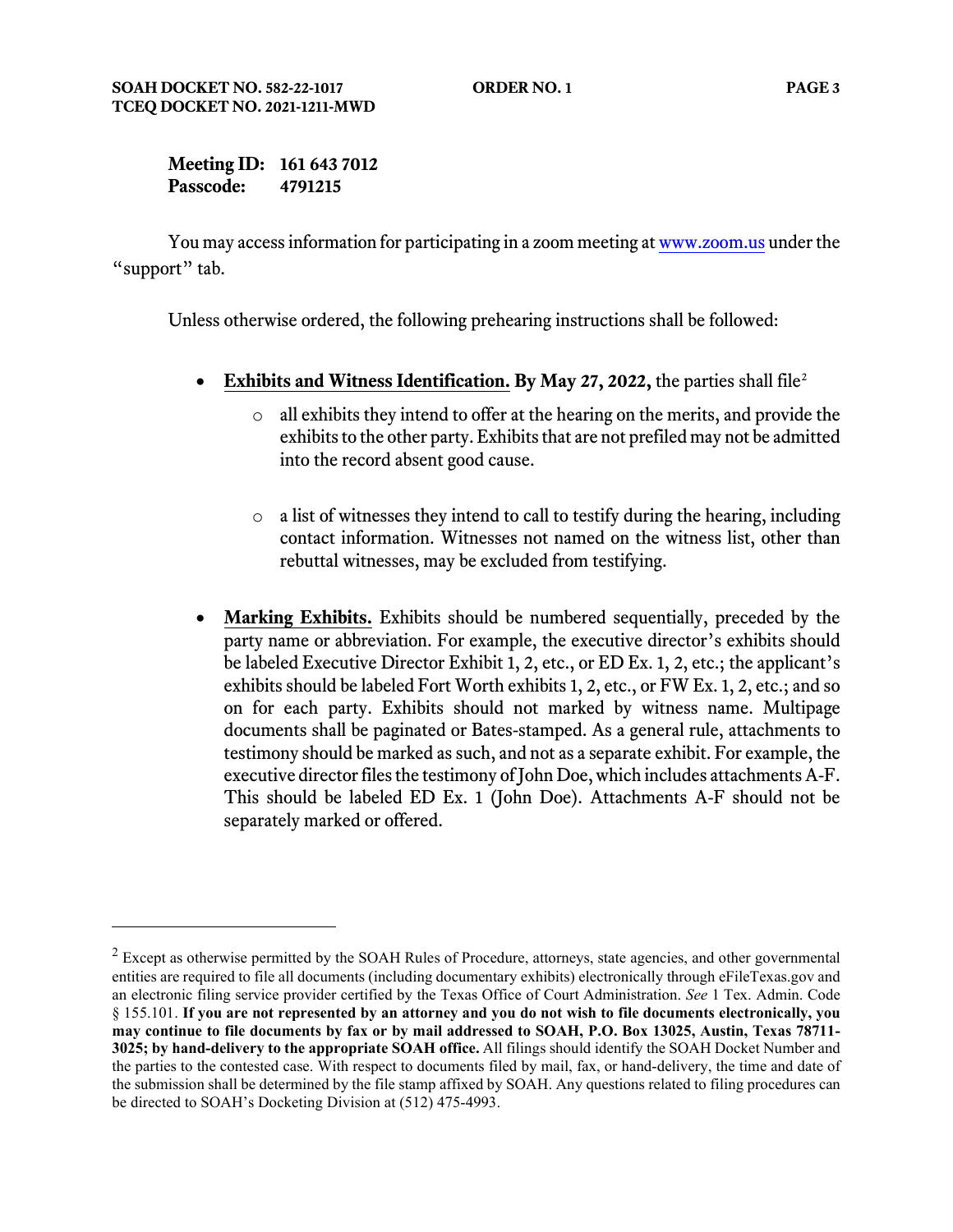**Meeting ID: 161 643 7012**
**Passcode: 4791215**

You may access information for participating in a zoom meeting at www.zoom.us under the "support" tab.

Unless otherwise ordered, the following prehearing instructions shall be followed:

- **Exhibits and Witness Identification. By May 27, 2022,** the parties shall file[2]
    - all exhibits they intend to offer at the hearing on the merits, and provide the exhibits to the other party. Exhibits that are not prefiled may not be admitted into the record absent good cause.
    - a list of witnesses they intend to call to testify during the hearing, including contact information. Witnesses not named on the witness list, other than rebuttal witnesses, may be excluded from testifying.

- **Marking Exhibits.** Exhibits should be numbered sequentially, preceded by the party name or abbreviation. For example, the executive director's exhibits should be labeled Executive Director Exhibit 1, 2, etc., or ED Ex. 1, 2, etc.; the applicant's exhibits should be labeled Fort Worth exhibits 1, 2, etc., or FW Ex. 1, 2, etc.; and so on for each party. Exhibits should not marked by witness name. Multipage documents shall be paginated or Bates-stamped. As a general rule, attachments to testimony should be marked as such, and not as a separate exhibit. For example, the executive director files the testimony of John Doe, which includes attachments A-F. This should be labeled ED Ex. 1 (John Doe). Attachments A-F should not be separately marked or offered.

---

[2] Except as otherwise permitted by the SOAH Rules of Procedure, attorneys, state agencies, and other governmental entities are required to file all documents (including documentary exhibits) electronically through eFileTexas.gov and an electronic filing service provider certified by the Texas Office of Court Administration. *See* 1 Tex. Admin. Code § 155.101. **If you are not represented by an attorney and you do not wish to file documents electronically, you may continue to file documents by fax or by mail addressed to SOAH, P.O. Box 13025, Austin, Texas 78711-3025; by hand-delivery to the appropriate SOAH office.** All filings should identify the SOAH Docket Number and the parties to the contested case. With respect to documents filed by mail, fax, or hand-delivery, the time and date of the submission shall be determined by the file stamp affixed by SOAH. Any questions related to filing procedures can be directed to SOAH's Docketing Division at (512) 475-4993.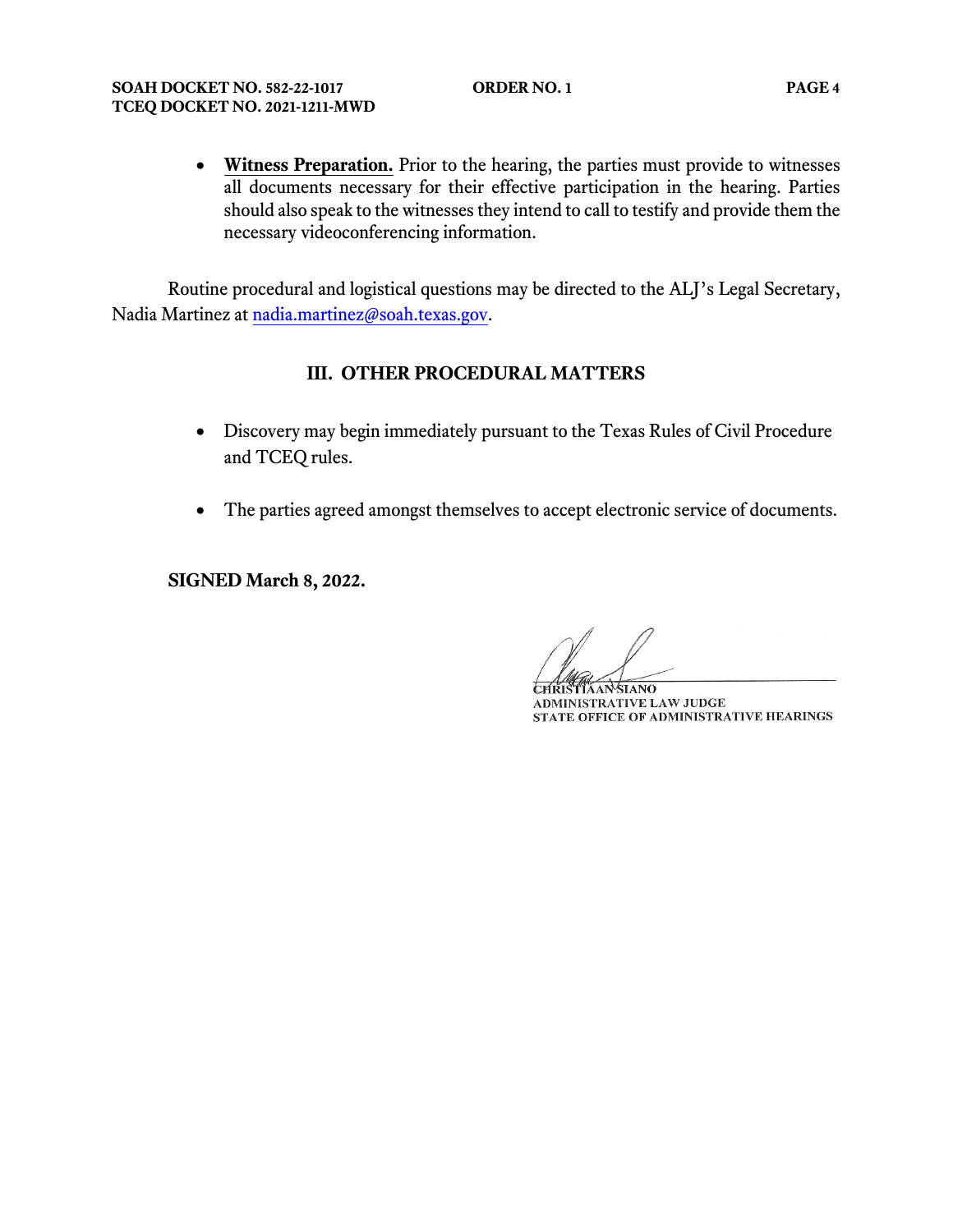- **Witness Preparation.** Prior to the hearing, the parties must provide to witnesses all documents necessary for their effective participation in the hearing. Parties should also speak to the witnesses they intend to call to testify and provide them the necessary videoconferencing information.

Routine procedural and logistical questions may be directed to the ALJ's Legal Secretary, Nadia Martinez at nadia.martinez@soah.texas.gov.

## III. OTHER PROCEDURAL MATTERS

- Discovery may begin immediately pursuant to the Texas Rules of Civil Procedure and TCEQ rules.
- The parties agreed amongst themselves to accept electronic service of documents.

**SIGNED March 8, 2022.**

CHRISTIAAN SIANO
ADMINISTRATIVE LAW JUDGE
STATE OFFICE OF ADMINISTRATIVE HEARINGS